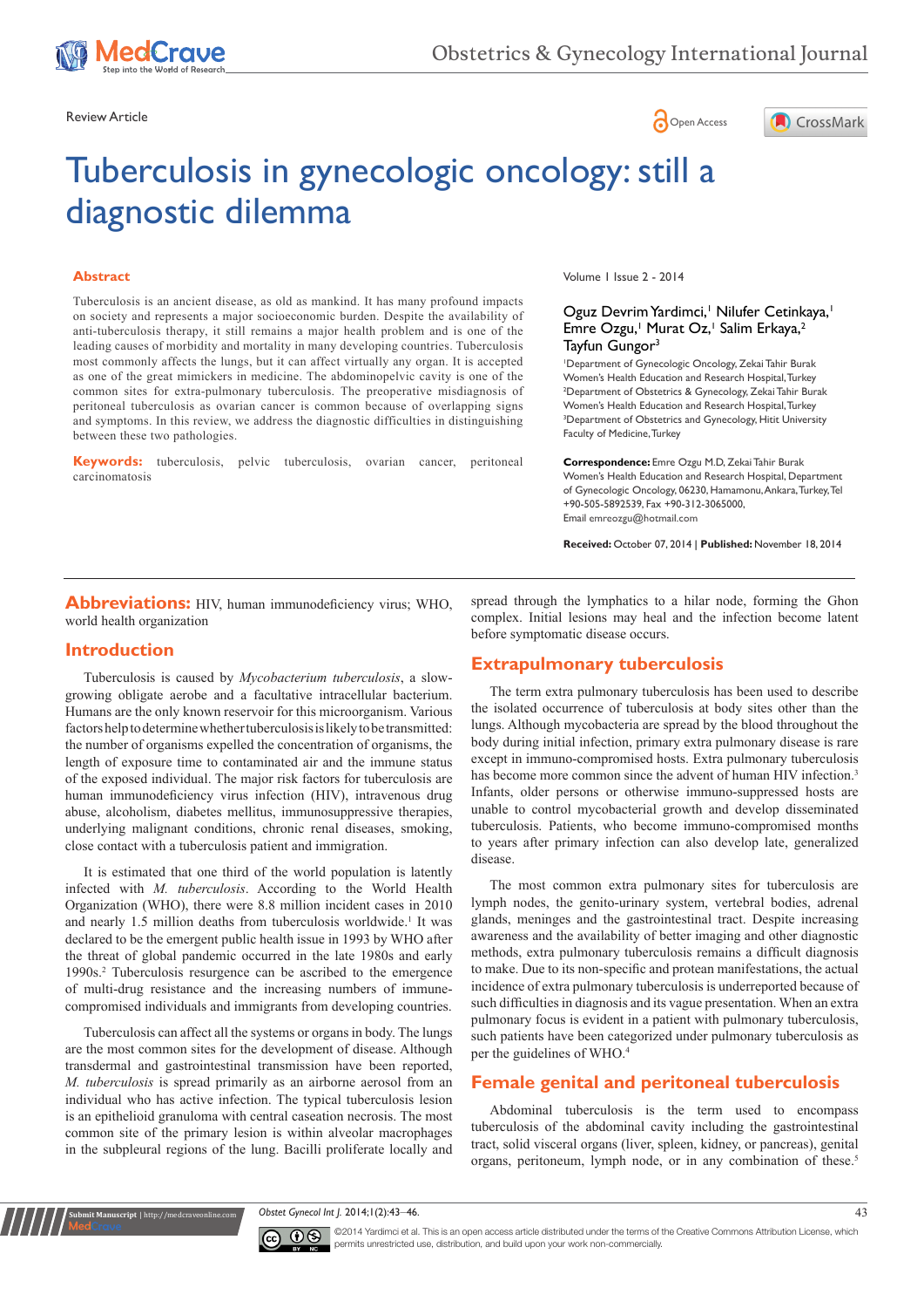Review Article

# Tuberculosis in gynecologic oncology: still a diagnostic dilemma

Volume 1 Issue 2 - 2014

Oguz Devrim Yardimci,[1] Nilufer Cetinkaya,[1] Emre Ozgu,[1] Murat Oz,[1] Salim Erkaya,[2] Tayfun Gungor[3]

[1]Department of Gynecologic Oncology, Zekai Tahir Burak Women's Health Education and Research Hospital, Turkey
[2]Department of Obstetrics & Gynecology, Zekai Tahir Burak Women's Health Education and Research Hospital, Turkey
[3]Department of Obstetrics and Gynecology, Hitit University Faculty of Medicine, Turkey

**Correspondence:** Emre Ozgu M.D, Zekai Tahir Burak Women's Health Education and Research Hospital, Department of Gynecologic Oncology, 06230, Hamamonu, Ankara, Turkey, Tel +90-505-5892539, Fax +90-312-3065000, Email emreozgu@hotmail.com

**Received:** October 07, 2014 | **Published:** November 18, 2014

## Abstract

Tuberculosis is an ancient disease, as old as mankind. It has many profound impacts on society and represents a major socioeconomic burden. Despite the availability of anti-tuberculosis therapy, it still remains a major health problem and is one of the leading causes of morbidity and mortality in many developing countries. Tuberculosis most commonly affects the lungs, but it can affect virtually any organ. It is accepted as one of the great mimickers in medicine. The abdominopelvic cavity is one of the common sites for extra-pulmonary tuberculosis. The preoperative misdiagnosis of peritoneal tuberculosis as ovarian cancer is common because of overlapping signs and symptoms. In this review, we address the diagnostic difficulties in distinguishing between these two pathologies.

**Keywords:** tuberculosis, pelvic tuberculosis, ovarian cancer, peritoneal carcinomatosis

**Abbreviations:** HIV, human immunodeficiency virus; WHO, world health organization

## Introduction

Tuberculosis is caused by *Mycobacterium tuberculosis*, a slow-growing obligate aerobe and a facultative intracellular bacterium. Humans are the only known reservoir for this microorganism. Various factors help to determine whether tuberculosis is likely to be transmitted: the number of organisms expelled the concentration of organisms, the length of exposure time to contaminated air and the immune status of the exposed individual. The major risk factors for tuberculosis are human immunodeficiency virus infection (HIV), intravenous drug abuse, alcoholism, diabetes mellitus, immunosuppressive therapies, underlying malignant conditions, chronic renal diseases, smoking, close contact with a tuberculosis patient and immigration.

It is estimated that one third of the world population is latently infected with *M. tuberculosis*. According to the World Health Organization (WHO), there were 8.8 million incident cases in 2010 and nearly 1.5 million deaths from tuberculosis worldwide.[1] It was declared to be the emergent public health issue in 1993 by WHO after the threat of global pandemic occurred in the late 1980s and early 1990s.[2] Tuberculosis resurgence can be ascribed to the emergence of multi-drug resistance and the increasing numbers of immune-compromised individuals and immigrants from developing countries.

Tuberculosis can affect all the systems or organs in body. The lungs are the most common sites for the development of disease. Although transdermal and gastrointestinal transmission have been reported, *M. tuberculosis* is spread primarily as an airborne aerosol from an individual who has active infection. The typical tuberculosis lesion is an epithelioid granuloma with central caseation necrosis. The most common site of the primary lesion is within alveolar macrophages in the subpleural regions of the lung. Bacilli proliferate locally and spread through the lymphatics to a hilar node, forming the Ghon complex. Initial lesions may heal and the infection become latent before symptomatic disease occurs.

## Extrapulmonary tuberculosis

The term extra pulmonary tuberculosis has been used to describe the isolated occurrence of tuberculosis at body sites other than the lungs. Although mycobacteria are spread by the blood throughout the body during initial infection, primary extra pulmonary disease is rare except in immuno-compromised hosts. Extra pulmonary tuberculosis has become more common since the advent of human HIV infection.[3] Infants, older persons or otherwise immuno-suppressed hosts are unable to control mycobacterial growth and develop disseminated tuberculosis. Patients, who become immuno-compromised months to years after primary infection can also develop late, generalized disease.

The most common extra pulmonary sites for tuberculosis are lymph nodes, the genito-urinary system, vertebral bodies, adrenal glands, meninges and the gastrointestinal tract. Despite increasing awareness and the availability of better imaging and other diagnostic methods, extra pulmonary tuberculosis remains a difficult diagnosis to make. Due to its non-specific and protean manifestations, the actual incidence of extra pulmonary tuberculosis is underreported because of such difficulties in diagnosis and its vague presentation. When an extra pulmonary focus is evident in a patient with pulmonary tuberculosis, such patients have been categorized under pulmonary tuberculosis as per the guidelines of WHO.[4]

## Female genital and peritoneal tuberculosis

Abdominal tuberculosis is the term used to encompass tuberculosis of the abdominal cavity including the gastrointestinal tract, solid visceral organs (liver, spleen, kidney, or pancreas), genital organs, peritoneum, lymph node, or in any combination of these.[5]

©2014 Yardimci et al. This is an open access article distributed under the terms of the Creative Commons Attribution License, which permits unrestricted use, distribution, and build upon your work non-commercially.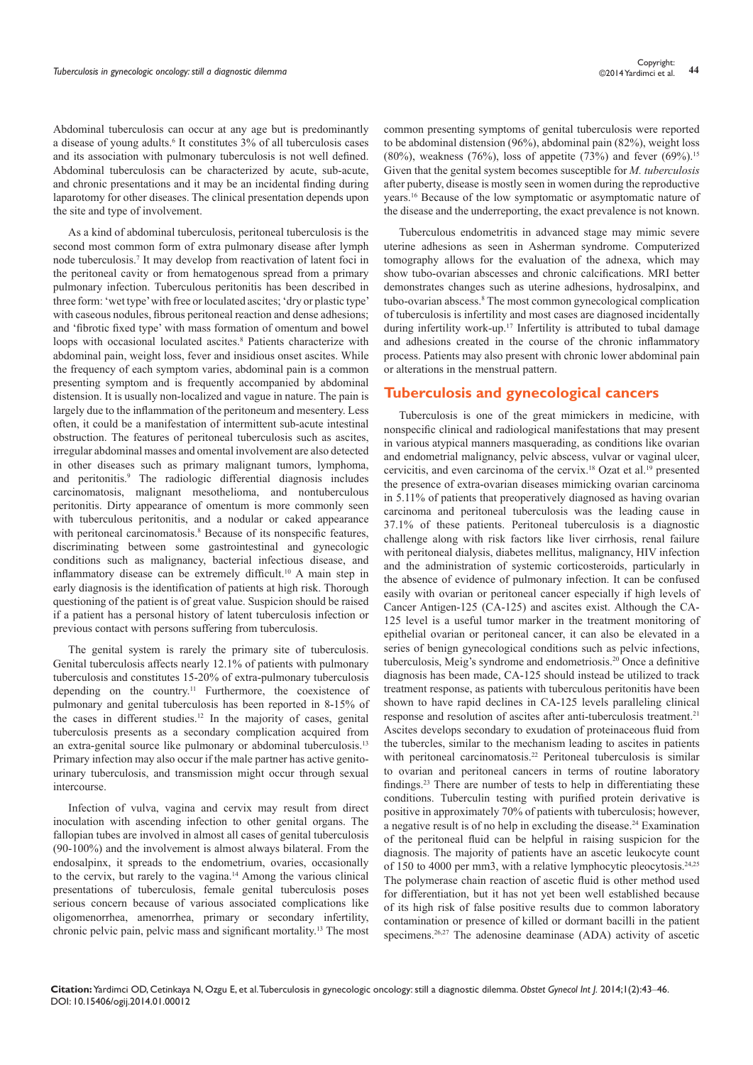Abdominal tuberculosis can occur at any age but is predominantly a disease of young adults.[6] It constitutes 3% of all tuberculosis cases and its association with pulmonary tuberculosis is not well defined. Abdominal tuberculosis can be characterized by acute, sub-acute, and chronic presentations and it may be an incidental finding during laparotomy for other diseases. The clinical presentation depends upon the site and type of involvement.

As a kind of abdominal tuberculosis, peritoneal tuberculosis is the second most common form of extra pulmonary disease after lymph node tuberculosis.[7] It may develop from reactivation of latent foci in the peritoneal cavity or from hematogenous spread from a primary pulmonary infection. Tuberculous peritonitis has been described in three form: 'wet type' with free or loculated ascites; 'dry or plastic type' with caseous nodules, fibrous peritoneal reaction and dense adhesions; and 'fibrotic fixed type' with mass formation of omentum and bowel loops with occasional loculated ascites.[8] Patients characterize with abdominal pain, weight loss, fever and insidious onset ascites. While the frequency of each symptom varies, abdominal pain is a common presenting symptom and is frequently accompanied by abdominal distension. It is usually non-localized and vague in nature. The pain is largely due to the inflammation of the peritoneum and mesentery. Less often, it could be a manifestation of intermittent sub-acute intestinal obstruction. The features of peritoneal tuberculosis such as ascites, irregular abdominal masses and omental involvement are also detected in other diseases such as primary malignant tumors, lymphoma, and peritonitis.[9] The radiologic differential diagnosis includes carcinomatosis, malignant mesothelioma, and nontuberculous peritonitis. Dirty appearance of omentum is more commonly seen with tuberculous peritonitis, and a nodular or caked appearance with peritoneal carcinomatosis.[8] Because of its nonspecific features, discriminating between some gastrointestinal and gynecologic conditions such as malignancy, bacterial infectious disease, and inflammatory disease can be extremely difficult.[10] A main step in early diagnosis is the identification of patients at high risk. Thorough questioning of the patient is of great value. Suspicion should be raised if a patient has a personal history of latent tuberculosis infection or previous contact with persons suffering from tuberculosis.

The genital system is rarely the primary site of tuberculosis. Genital tuberculosis affects nearly 12.1% of patients with pulmonary tuberculosis and constitutes 15-20% of extra-pulmonary tuberculosis depending on the country.[11] Furthermore, the coexistence of pulmonary and genital tuberculosis has been reported in 8-15% of the cases in different studies.[12] In the majority of cases, genital tuberculosis presents as a secondary complication acquired from an extra-genital source like pulmonary or abdominal tuberculosis.[13] Primary infection may also occur if the male partner has active genito-urinary tuberculosis, and transmission might occur through sexual intercourse.

Infection of vulva, vagina and cervix may result from direct inoculation with ascending infection to other genital organs. The fallopian tubes are involved in almost all cases of genital tuberculosis (90-100%) and the involvement is almost always bilateral. From the endosalpinx, it spreads to the endometrium, ovaries, occasionally to the cervix, but rarely to the vagina.[14] Among the various clinical presentations of tuberculosis, female genital tuberculosis poses serious concern because of various associated complications like oligomenorrhea, amenorrhea, primary or secondary infertility, chronic pelvic pain, pelvic mass and significant mortality.[13] The most common presenting symptoms of genital tuberculosis were reported to be abdominal distension (96%), abdominal pain (82%), weight loss (80%), weakness (76%), loss of appetite (73%) and fever (69%).[15] Given that the genital system becomes susceptible for *M. tuberculosis* after puberty, disease is mostly seen in women during the reproductive years.[16] Because of the low symptomatic or asymptomatic nature of the disease and the underreporting, the exact prevalence is not known.

Tuberculous endometritis in advanced stage may mimic severe uterine adhesions as seen in Asherman syndrome. Computerized tomography allows for the evaluation of the adnexa, which may show tubo-ovarian abscesses and chronic calcifications. MRI better demonstrates changes such as uterine adhesions, hydrosalpinx, and tubo-ovarian abscess.[8] The most common gynecological complication of tuberculosis is infertility and most cases are diagnosed incidentally during infertility work-up.[17] Infertility is attributed to tubal damage and adhesions created in the course of the chronic inflammatory process. Patients may also present with chronic lower abdominal pain or alterations in the menstrual pattern.

## Tuberculosis and gynecological cancers

Tuberculosis is one of the great mimickers in medicine, with nonspecific clinical and radiological manifestations that may present in various atypical manners masquerading, as conditions like ovarian and endometrial malignancy, pelvic abscess, vulvar or vaginal ulcer, cervicitis, and even carcinoma of the cervix.[18] Ozat et al.[19] presented the presence of extra-ovarian diseases mimicking ovarian carcinoma in 5.11% of patients that preoperatively diagnosed as having ovarian carcinoma and peritoneal tuberculosis was the leading cause in 37.1% of these patients. Peritoneal tuberculosis is a diagnostic challenge along with risk factors like liver cirrhosis, renal failure with peritoneal dialysis, diabetes mellitus, malignancy, HIV infection and the administration of systemic corticosteroids, particularly in the absence of evidence of pulmonary infection. It can be confused easily with ovarian or peritoneal cancer especially if high levels of Cancer Antigen-125 (CA-125) and ascites exist. Although the CA-125 level is a useful tumor marker in the treatment monitoring of epithelial ovarian or peritoneal cancer, it can also be elevated in a series of benign gynecological conditions such as pelvic infections, tuberculosis, Meig's syndrome and endometriosis.[20] Once a definitive diagnosis has been made, CA-125 should instead be utilized to track treatment response, as patients with tuberculous peritonitis have been shown to have rapid declines in CA-125 levels paralleling clinical response and resolution of ascites after anti-tuberculosis treatment.[21] Ascites develops secondary to exudation of proteinaceous fluid from the tubercles, similar to the mechanism leading to ascites in patients with peritoneal carcinomatosis.[22] Peritoneal tuberculosis is similar to ovarian and peritoneal cancers in terms of routine laboratory findings.[23] There are number of tests to help in differentiating these conditions. Tuberculin testing with purified protein derivative is positive in approximately 70% of patients with tuberculosis; however, a negative result is of no help in excluding the disease.[24] Examination of the peritoneal fluid can be helpful in raising suspicion for the diagnosis. The majority of patients have an ascetic leukocyte count of 150 to 4000 per mm3, with a relative lymphocytic pleocytosis.[24,25] The polymerase chain reaction of ascetic fluid is other method used for differentiation, but it has not yet been well established because of its high risk of false positive results due to common laboratory contamination or presence of killed or dormant bacilli in the patient specimens.[26,27] The adenosine deaminase (ADA) activity of ascetic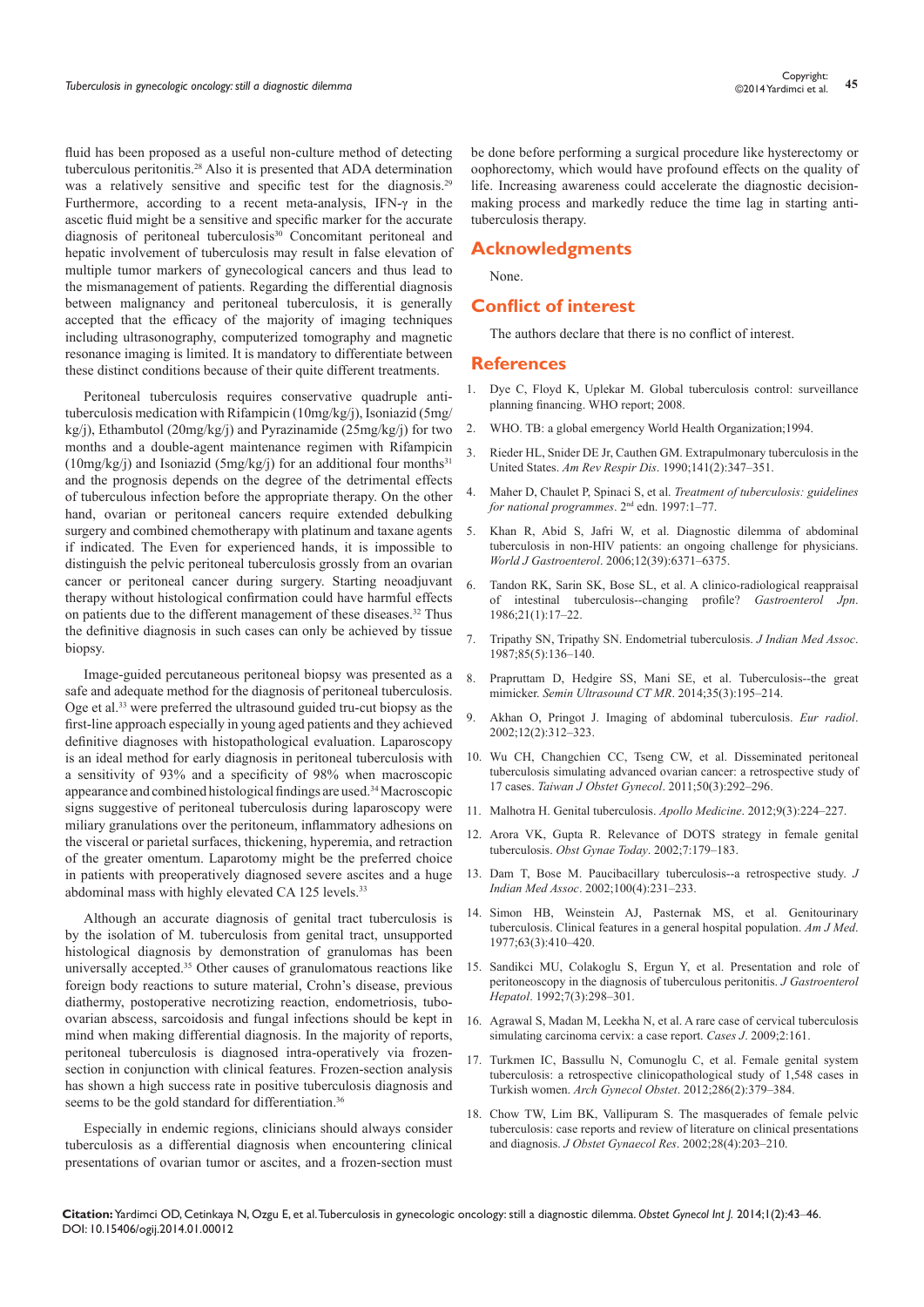fluid has been proposed as a useful non-culture method of detecting tuberculous peritonitis.[28] Also it is presented that ADA determination was a relatively sensitive and specific test for the diagnosis.[29] Furthermore, according to a recent meta-analysis, IFN-γ in the ascetic fluid might be a sensitive and specific marker for the accurate diagnosis of peritoneal tuberculosis[30] Concomitant peritoneal and hepatic involvement of tuberculosis may result in false elevation of multiple tumor markers of gynecological cancers and thus lead to the mismanagement of patients. Regarding the differential diagnosis between malignancy and peritoneal tuberculosis, it is generally accepted that the efficacy of the majority of imaging techniques including ultrasonography, computerized tomography and magnetic resonance imaging is limited. It is mandatory to differentiate between these distinct conditions because of their quite different treatments.

Peritoneal tuberculosis requires conservative quadruple anti-tuberculosis medication with Rifampicin (10mg/kg/j), Isoniazid (5mg/kg/j), Ethambutol (20mg/kg/j) and Pyrazinamide (25mg/kg/j) for two months and a double-agent maintenance regimen with Rifampicin (10mg/kg/j) and Isoniazid (5mg/kg/j) for an additional four months[31] and the prognosis depends on the degree of the detrimental effects of tuberculous infection before the appropriate therapy. On the other hand, ovarian or peritoneal cancers require extended debulking surgery and combined chemotherapy with platinum and taxane agents if indicated. The Even for experienced hands, it is impossible to distinguish the pelvic peritoneal tuberculosis grossly from an ovarian cancer or peritoneal cancer during surgery. Starting neoadjuvant therapy without histological confirmation could have harmful effects on patients due to the different management of these diseases.[32] Thus the definitive diagnosis in such cases can only be achieved by tissue biopsy.

Image-guided percutaneous peritoneal biopsy was presented as a safe and adequate method for the diagnosis of peritoneal tuberculosis. Oge et al.[33] were preferred the ultrasound guided tru-cut biopsy as the first-line approach especially in young aged patients and they achieved definitive diagnoses with histopathological evaluation. Laparoscopy is an ideal method for early diagnosis in peritoneal tuberculosis with a sensitivity of 93% and a specificity of 98% when macroscopic appearance and combined histological findings are used.[34] Macroscopic signs suggestive of peritoneal tuberculosis during laparoscopy were miliary granulations over the peritoneum, inflammatory adhesions on the visceral or parietal surfaces, thickening, hyperemia, and retraction of the greater omentum. Laparotomy might be the preferred choice in patients with preoperatively diagnosed severe ascites and a huge abdominal mass with highly elevated CA 125 levels.[33]

Although an accurate diagnosis of genital tract tuberculosis is by the isolation of M. tuberculosis from genital tract, unsupported histological diagnosis by demonstration of granulomas has been universally accepted.[35] Other causes of granulomatous reactions like foreign body reactions to suture material, Crohn's disease, previous diathermy, postoperative necrotizing reaction, endometriosis, tubo-ovarian abscess, sarcoidosis and fungal infections should be kept in mind when making differential diagnosis. In the majority of reports, peritoneal tuberculosis is diagnosed intra-operatively via frozen-section in conjunction with clinical features. Frozen-section analysis has shown a high success rate in positive tuberculosis diagnosis and seems to be the gold standard for differentiation.[36]

Especially in endemic regions, clinicians should always consider tuberculosis as a differential diagnosis when encountering clinical presentations of ovarian tumor or ascites, and a frozen-section must be done before performing a surgical procedure like hysterectomy or oophorectomy, which would have profound effects on the quality of life. Increasing awareness could accelerate the diagnostic decision-making process and markedly reduce the time lag in starting anti-tuberculosis therapy.

## Acknowledgments

None.

## Conflict of interest

The authors declare that there is no conflict of interest.

## References

1. Dye C, Floyd K, Uplekar M. Global tuberculosis control: surveillance planning financing. WHO report; 2008.
2. WHO. TB: a global emergency World Health Organization;1994.
3. Rieder HL, Snider DE Jr, Cauthen GM. Extrapulmonary tuberculosis in the United States. *Am Rev Respir Dis*. 1990;141(2):347–351.
4. Maher D, Chaulet P, Spinaci S, et al. *Treatment of tuberculosis: guidelines for national programmes*. 2nd edn. 1997:1–77.
5. Khan R, Abid S, Jafri W, et al. Diagnostic dilemma of abdominal tuberculosis in non-HIV patients: an ongoing challenge for physicians. *World J Gastroenterol*. 2006;12(39):6371–6375.
6. Tandon RK, Sarin SK, Bose SL, et al. A clinico-radiological reappraisal of intestinal tuberculosis--changing profile? *Gastroenterol Jpn*. 1986;21(1):17–22.
7. Tripathy SN, Tripathy SN. Endometrial tuberculosis. *J Indian Med Assoc*. 1987;85(5):136–140.
8. Praputtam D, Hedgire SS, Mani SE, et al. Tuberculosis--the great mimicker. *Semin Ultrasound CT MR*. 2014;35(3):195–214.
9. Akhan O, Pringot J. Imaging of abdominal tuberculosis. *Eur radiol*. 2002;12(2):312–323.
10. Wu CH, Changchien CC, Tseng CW, et al. Disseminated peritoneal tuberculosis simulating advanced ovarian cancer: a retrospective study of 17 cases. *Taiwan J Obstet Gynecol*. 2011;50(3):292–296.
11. Malhotra H. Genital tuberculosis. *Apollo Medicine*. 2012;9(3):224–227.
12. Arora VK, Gupta R. Relevance of DOTS strategy in female genital tuberculosis. *Obst Gynae Today*. 2002;7:179–183.
13. Dam T, Bose M. Paucibacillary tuberculosis--a retrospective study. *J Indian Med Assoc*. 2002;100(4):231–233.
14. Simon HB, Weinstein AJ, Pasternak MS, et al. Genitourinary tuberculosis. Clinical features in a general hospital population. *Am J Med*. 1977;63(3):410–420.
15. Sandikci MU, Colakoglu S, Ergun Y, et al. Presentation and role of peritoneoscopy in the diagnosis of tuberculous peritonitis. *J Gastroenterol Hepatol*. 1992;7(3):298–301.
16. Agrawal S, Madan M, Leekha N, et al. A rare case of cervical tuberculosis simulating carcinoma cervix: a case report. *Cases J*. 2009;2:161.
17. Turkmen IC, Bassullu N, Comunoglu C, et al. Female genital system tuberculosis: a retrospective clinicopathological study of 1,548 cases in Turkish women. *Arch Gynecol Obstet*. 2012;286(2):379–384.
18. Chow TW, Lim BK, Vallipuram S. The masquerades of female pelvic tuberculosis: case reports and review of literature on clinical presentations and diagnosis. *J Obstet Gynaecol Res*. 2002;28(4):203–210.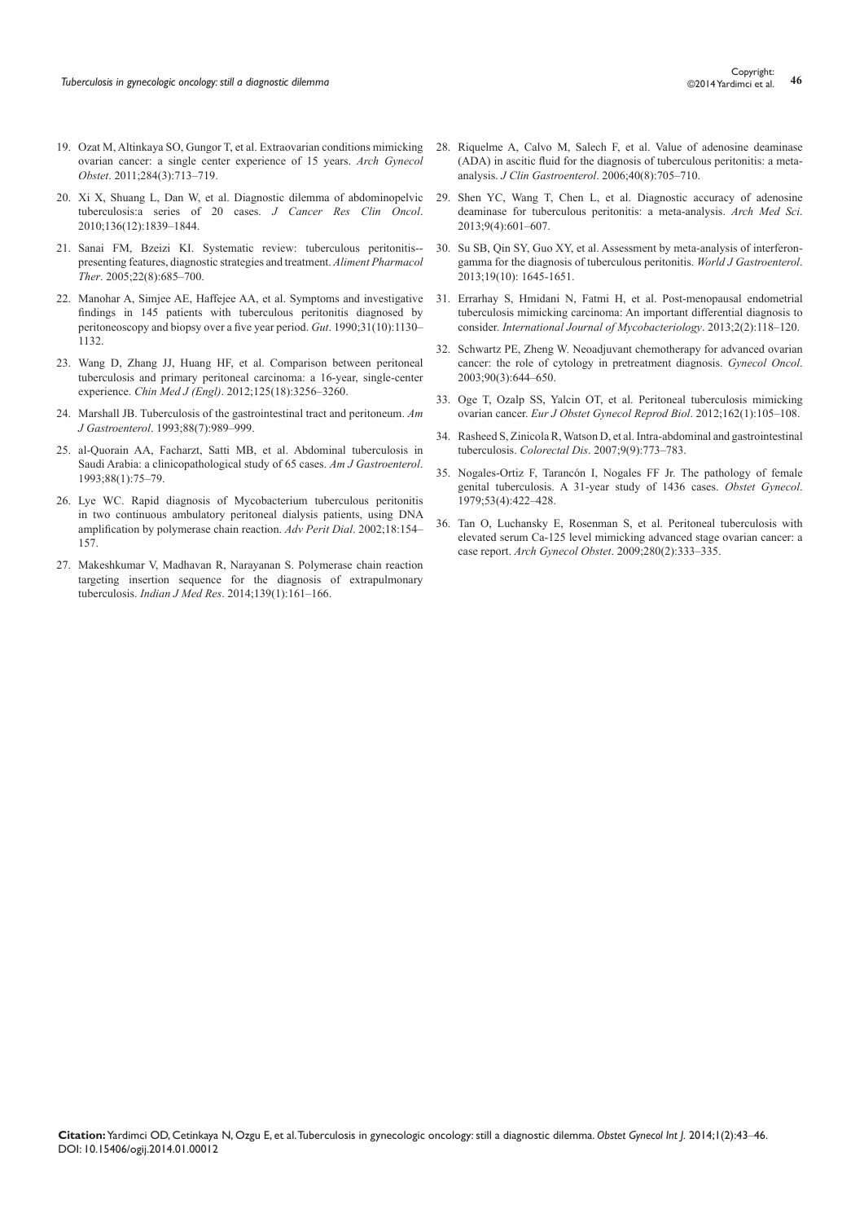19. Ozat M, Altinkaya SO, Gungor T, et al. Extraovarian conditions mimicking ovarian cancer: a single center experience of 15 years. *Arch Gynecol Obstet*. 2011;284(3):713–719.
20. Xi X, Shuang L, Dan W, et al. Diagnostic dilemma of abdominopelvic tuberculosis:a series of 20 cases. *J Cancer Res Clin Oncol*. 2010;136(12):1839–1844.
21. Sanai FM, Bzeizi KI. Systematic review: tuberculous peritonitis--presenting features, diagnostic strategies and treatment. *Aliment Pharmacol Ther*. 2005;22(8):685–700.
22. Manohar A, Simjee AE, Haffejee AA, et al. Symptoms and investigative findings in 145 patients with tuberculous peritonitis diagnosed by peritoneoscopy and biopsy over a five year period. *Gut*. 1990;31(10):1130–1132.
23. Wang D, Zhang JJ, Huang HF, et al. Comparison between peritoneal tuberculosis and primary peritoneal carcinoma: a 16-year, single-center experience. *Chin Med J (Engl)*. 2012;125(18):3256–3260.
24. Marshall JB. Tuberculosis of the gastrointestinal tract and peritoneum. *Am J Gastroenterol*. 1993;88(7):989–999.
25. al-Quorain AA, Facharzt, Satti MB, et al. Abdominal tuberculosis in Saudi Arabia: a clinicopathological study of 65 cases. *Am J Gastroenterol*. 1993;88(1):75–79.
26. Lye WC. Rapid diagnosis of Mycobacterium tuberculous peritonitis in two continuous ambulatory peritoneal dialysis patients, using DNA amplification by polymerase chain reaction. *Adv Perit Dial*. 2002;18:154–157.
27. Makeshkumar V, Madhavan R, Narayanan S. Polymerase chain reaction targeting insertion sequence for the diagnosis of extrapulmonary tuberculosis. *Indian J Med Res*. 2014;139(1):161–166.
28. Riquelme A, Calvo M, Salech F, et al. Value of adenosine deaminase (ADA) in ascitic fluid for the diagnosis of tuberculous peritonitis: a meta-analysis. *J Clin Gastroenterol*. 2006;40(8):705–710.
29. Shen YC, Wang T, Chen L, et al. Diagnostic accuracy of adenosine deaminase for tuberculous peritonitis: a meta-analysis. *Arch Med Sci*. 2013;9(4):601–607.
30. Su SB, Qin SY, Guo XY, et al. Assessment by meta-analysis of interferon-gamma for the diagnosis of tuberculous peritonitis. *World J Gastroenterol*. 2013;19(10): 1645-1651.
31. Errarhay S, Hmidani N, Fatmi H, et al. Post-menopausal endometrial tuberculosis mimicking carcinoma: An important differential diagnosis to consider. *International Journal of Mycobacteriology*. 2013;2(2):118–120.
32. Schwartz PE, Zheng W. Neoadjuvant chemotherapy for advanced ovarian cancer: the role of cytology in pretreatment diagnosis. *Gynecol Oncol*. 2003;90(3):644–650.
33. Oge T, Ozalp SS, Yalcin OT, et al. Peritoneal tuberculosis mimicking ovarian cancer. *Eur J Obstet Gynecol Reprod Biol*. 2012;162(1):105–108.
34. Rasheed S, Zinicola R, Watson D, et al. Intra-abdominal and gastrointestinal tuberculosis. *Colorectal Dis*. 2007;9(9):773–783.
35. Nogales-Ortiz F, Tarancón I, Nogales FF Jr. The pathology of female genital tuberculosis. A 31-year study of 1436 cases. *Obstet Gynecol*. 1979;53(4):422–428.
36. Tan O, Luchansky E, Rosenman S, et al. Peritoneal tuberculosis with elevated serum Ca-125 level mimicking advanced stage ovarian cancer: a case report. *Arch Gynecol Obstet*. 2009;280(2):333–335.